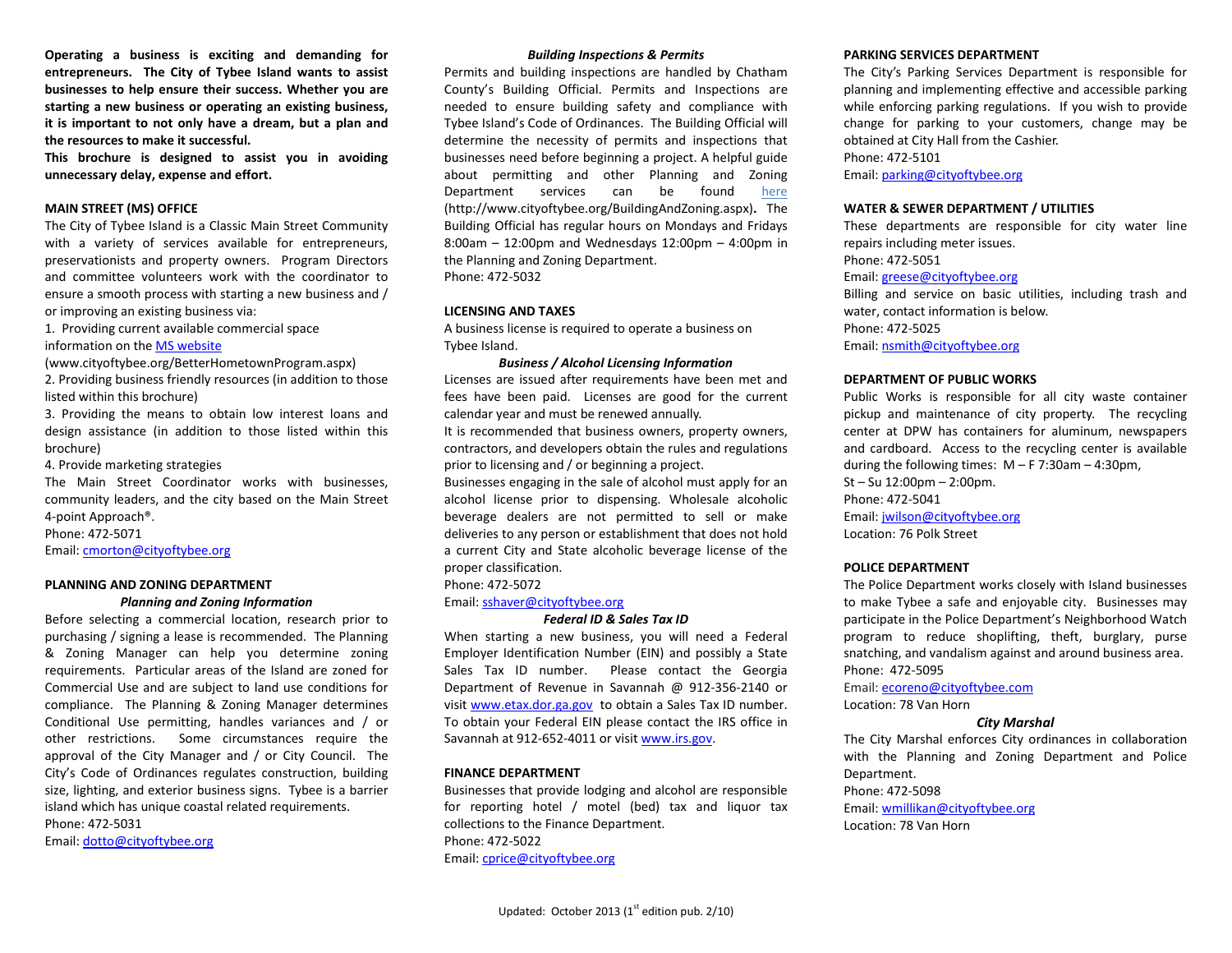**Operating a business is exciting and demanding for entrepreneurs. The City of Tybee Island wants to assist businesses to help ensure their success. Whether you are starting a new business or operating an existing business, it is important to not only have a dream, but a plan and the resources to make it successful.**

**This brochure is designed to assist you in avoiding unnecessary delay, expense and effort.**

## MAIN STREET (MS) OFFICE

The City of Tybee Island is a Classic Main Street Community with a variety of services available for entrepreneurs, preservationists and property owners. Program Directors and committee volunteers work with the coordinator to ensure a smooth process with starting a new business and / or improving an existing business via:

1. Providing current available commercial space information on the MS website (www.cityoftybee.org/BetterHometownProgram.aspx)
2. Providing business friendly resources (in addition to those listed within this brochure)
3. Providing the means to obtain low interest loans and design assistance (in addition to those listed within this brochure)
4. Provide marketing strategies

The Main Street Coordinator works with businesses, community leaders, and the city based on the Main Street 4-point Approach®.

Phone: 472-5071

Email: cmorton@cityoftybee.org

## PLANNING AND ZONING DEPARTMENT

### *Planning and Zoning Information*

Before selecting a commercial location, research prior to purchasing / signing a lease is recommended. The Planning & Zoning Manager can help you determine zoning requirements. Particular areas of the Island are zoned for Commercial Use and are subject to land use conditions for compliance. The Planning & Zoning Manager determines Conditional Use permitting, handles variances and / or other restrictions. Some circumstances require the approval of the City Manager and / or City Council. The City's Code of Ordinances regulates construction, building size, lighting, and exterior business signs. Tybee is a barrier island which has unique coastal related requirements.

Phone: 472-5031

Email: dotto@cityoftybee.org

### *Building Inspections & Permits*

Permits and building inspections are handled by Chatham County's Building Official. Permits and Inspections are needed to ensure building safety and compliance with Tybee Island's Code of Ordinances. The Building Official will determine the necessity of permits and inspections that businesses need before beginning a project. A helpful guide about permitting and other Planning and Zoning Department services can be found here (http://www.cityoftybee.org/BuildingAndZoning.aspx). The Building Official has regular hours on Mondays and Fridays 8:00am – 12:00pm and Wednesdays 12:00pm – 4:00pm in the Planning and Zoning Department.

Phone: 472-5032

## LICENSING AND TAXES

A business license is required to operate a business on Tybee Island.

### *Business / Alcohol Licensing Information*

Licenses are issued after requirements have been met and fees have been paid. Licenses are good for the current calendar year and must be renewed annually.

It is recommended that business owners, property owners, contractors, and developers obtain the rules and regulations prior to licensing and / or beginning a project.

Businesses engaging in the sale of alcohol must apply for an alcohol license prior to dispensing. Wholesale alcoholic beverage dealers are not permitted to sell or make deliveries to any person or establishment that does not hold a current City and State alcoholic beverage license of the proper classification.

Phone: 472-5072

Email: sshaver@cityoftybee.org

### *Federal ID & Sales Tax ID*

When starting a new business, you will need a Federal Employer Identification Number (EIN) and possibly a State Sales Tax ID number. Please contact the Georgia Department of Revenue in Savannah @ 912-356-2140 or visit www.etax.dor.ga.gov to obtain a Sales Tax ID number. To obtain your Federal EIN please contact the IRS office in Savannah at 912-652-4011 or visit www.irs.gov.

## FINANCE DEPARTMENT

Businesses that provide lodging and alcohol are responsible for reporting hotel / motel (bed) tax and liquor tax collections to the Finance Department.

Phone: 472-5022

Email: cprice@cityoftybee.org

## PARKING SERVICES DEPARTMENT

The City's Parking Services Department is responsible for planning and implementing effective and accessible parking while enforcing parking regulations. If you wish to provide change for parking to your customers, change may be obtained at City Hall from the Cashier.

Phone: 472-5101

Email: parking@cityoftybee.org

## WATER & SEWER DEPARTMENT / UTILITIES

These departments are responsible for city water line repairs including meter issues.

Phone: 472-5051

Email: greese@cityoftybee.org

Billing and service on basic utilities, including trash and water, contact information is below.

Phone: 472-5025

Email: nsmith@cityoftybee.org

## DEPARTMENT OF PUBLIC WORKS

Public Works is responsible for all city waste container pickup and maintenance of city property. The recycling center at DPW has containers for aluminum, newspapers and cardboard. Access to the recycling center is available during the following times: M – F 7:30am – 4:30pm, St – Su 12:00pm – 2:00pm.

Phone: 472-5041

Email: jwilson@cityoftybee.org

Location: 76 Polk Street

## POLICE DEPARTMENT

The Police Department works closely with Island businesses to make Tybee a safe and enjoyable city. Businesses may participate in the Police Department's Neighborhood Watch program to reduce shoplifting, theft, burglary, purse snatching, and vandalism against and around business area.

Phone: 472-5095

Email: ecoreno@cityoftybee.com

Location: 78 Van Horn

### *City Marshal*

The City Marshal enforces City ordinances in collaboration with the Planning and Zoning Department and Police Department.

Phone: 472-5098

Email: wmillikan@cityoftybee.org

Location: 78 Van Horn

Updated: October 2013 (1st edition pub. 2/10)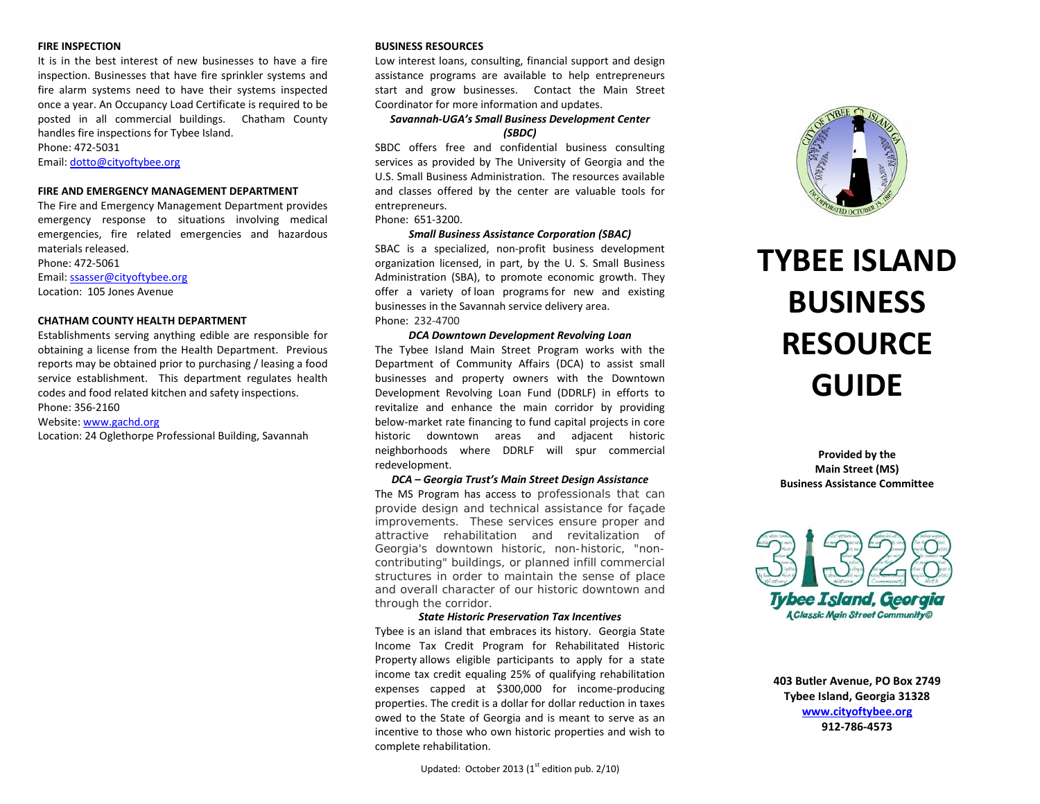## FIRE INSPECTION

It is in the best interest of new businesses to have a fire inspection. Businesses that have fire sprinkler systems and fire alarm systems need to have their systems inspected once a year. An Occupancy Load Certificate is required to be posted in all commercial buildings. Chatham County handles fire inspections for Tybee Island.

Phone: 472-5031

Email: dotto@cityoftybee.org

## FIRE AND EMERGENCY MANAGEMENT DEPARTMENT

The Fire and Emergency Management Department provides emergency response to situations involving medical emergencies, fire related emergencies and hazardous materials released.

Phone: 472-5061

Email: ssasser@cityoftybee.org

Location: 105 Jones Avenue

## CHATHAM COUNTY HEALTH DEPARTMENT

Establishments serving anything edible are responsible for obtaining a license from the Health Department. Previous reports may be obtained prior to purchasing / leasing a food service establishment. This department regulates health codes and food related kitchen and safety inspections.

Phone: 356-2160

Website: www.gachd.org

Location: 24 Oglethorpe Professional Building, Savannah

## BUSINESS RESOURCES

Low interest loans, consulting, financial support and design assistance programs are available to help entrepreneurs start and grow businesses. Contact the Main Street Coordinator for more information and updates.

### *Savannah-UGA's Small Business Development Center (SBDC)*

SBDC offers free and confidential business consulting services as provided by The University of Georgia and the U.S. Small Business Administration. The resources available and classes offered by the center are valuable tools for entrepreneurs.

Phone: 651-3200.

### *Small Business Assistance Corporation (SBAC)*

SBAC is a specialized, non-profit business development organization licensed, in part, by the U. S. Small Business Administration (SBA), to promote economic growth. They offer a variety of loan programs for new and existing businesses in the Savannah service delivery area.

Phone: 232-4700

### *DCA Downtown Development Revolving Loan*

The Tybee Island Main Street Program works with the Department of Community Affairs (DCA) to assist small businesses and property owners with the Downtown Development Revolving Loan Fund (DDRLF) in efforts to revitalize and enhance the main corridor by providing below-market rate financing to fund capital projects in core historic downtown areas and adjacent historic neighborhoods where DDRLF will spur commercial redevelopment.

### *DCA – Georgia Trust's Main Street Design Assistance*

The MS Program has access to professionals that can provide design and technical assistance for façade improvements. These services ensure proper and attractive rehabilitation and revitalization of Georgia's downtown historic, non-historic, "non-contributing" buildings, or planned infill commercial structures in order to maintain the sense of place and overall character of our historic downtown and through the corridor.

### *State Historic Preservation Tax Incentives*

Tybee is an island that embraces its history. Georgia State Income Tax Credit Program for Rehabilitated Historic Property allows eligible participants to apply for a state income tax credit equaling 25% of qualifying rehabilitation expenses capped at $300,000 for income-producing properties. The credit is a dollar for dollar reduction in taxes owed to the State of Georgia and is meant to serve as an incentive to those who own historic properties and wish to complete rehabilitation.

Updated: October 2013 (1st edition pub. 2/10)

# TYBEE ISLAND BUSINESS RESOURCE GUIDE

**Provided by the Main Street (MS) Business Assistance Committee**

31328

Tybee Island, Georgia

A Classic Main Street Community©

**403 Butler Avenue, PO Box 2749**
**Tybee Island, Georgia 31328**
**www.cityoftybee.org**
**912-786-4573**